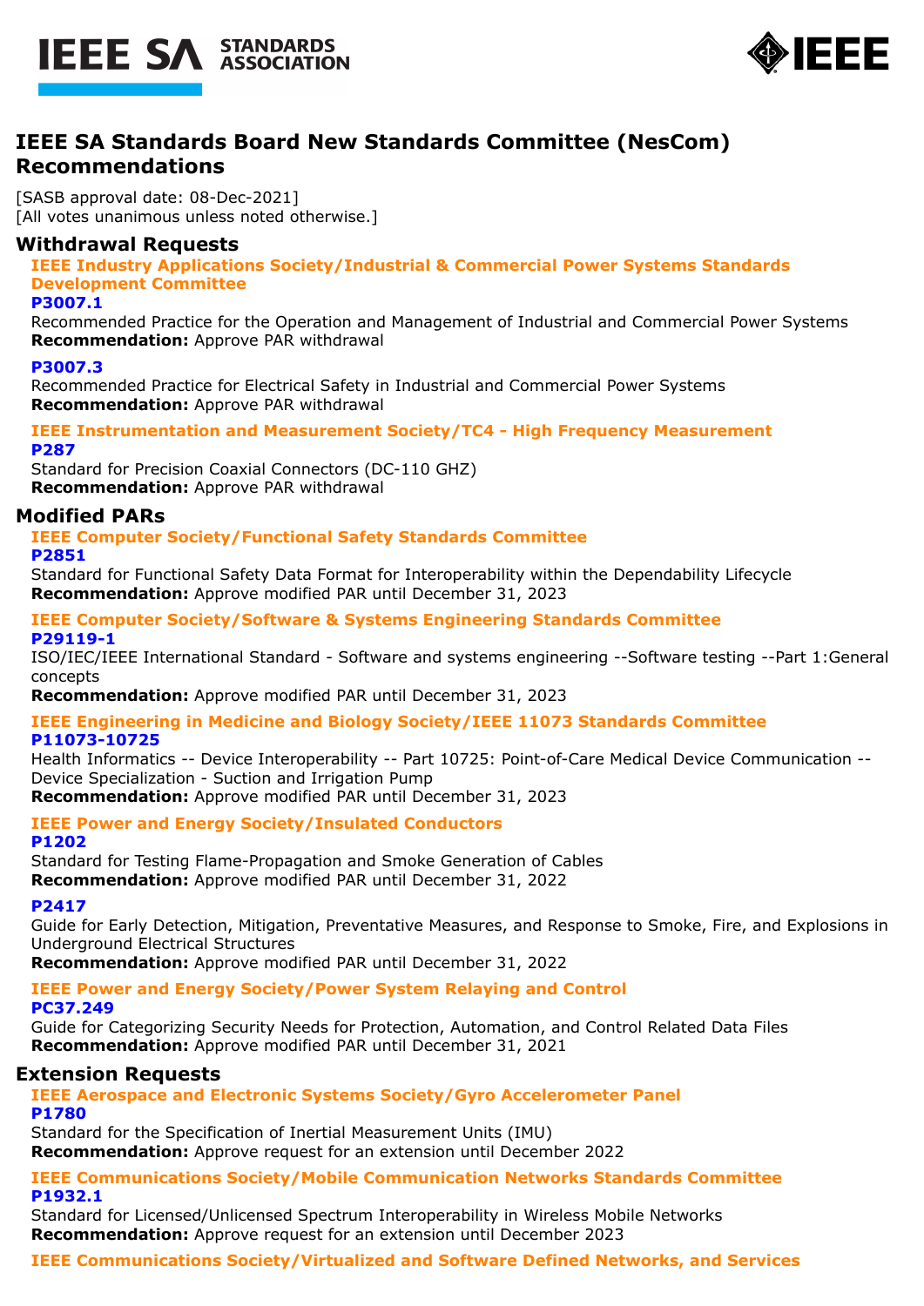# IEEE SA Standards Board New Standards Committee (NesCom) Recommendations

[SASB approval date: 08-Dec-2021]
[All votes unanimous unless noted otherwise.]

## Withdrawal Requests

### IEEE Industry Applications Society/Industrial & Commercial Power Systems Standards Development Committee

**P3007.1**

Recommended Practice for the Operation and Management of Industrial and Commercial Power Systems
**Recommendation:** Approve PAR withdrawal

**P3007.3**

Recommended Practice for Electrical Safety in Industrial and Commercial Power Systems
**Recommendation:** Approve PAR withdrawal

### IEEE Instrumentation and Measurement Society/TC4 - High Frequency Measurement

**P287**

Standard for Precision Coaxial Connectors (DC-110 GHZ)
**Recommendation:** Approve PAR withdrawal

## Modified PARs

### IEEE Computer Society/Functional Safety Standards Committee

**P2851**

Standard for Functional Safety Data Format for Interoperability within the Dependability Lifecycle
**Recommendation:** Approve modified PAR until December 31, 2023

### IEEE Computer Society/Software & Systems Engineering Standards Committee

**P29119-1**

ISO/IEC/IEEE International Standard - Software and systems engineering --Software testing --Part 1:General concepts
**Recommendation:** Approve modified PAR until December 31, 2023

### IEEE Engineering in Medicine and Biology Society/IEEE 11073 Standards Committee

**P11073-10725**

Health Informatics -- Device Interoperability -- Part 10725: Point-of-Care Medical Device Communication -- Device Specialization - Suction and Irrigation Pump
**Recommendation:** Approve modified PAR until December 31, 2023

### IEEE Power and Energy Society/Insulated Conductors

**P1202**

Standard for Testing Flame-Propagation and Smoke Generation of Cables
**Recommendation:** Approve modified PAR until December 31, 2022

**P2417**

Guide for Early Detection, Mitigation, Preventative Measures, and Response to Smoke, Fire, and Explosions in Underground Electrical Structures
**Recommendation:** Approve modified PAR until December 31, 2022

### IEEE Power and Energy Society/Power System Relaying and Control

**PC37.249**

Guide for Categorizing Security Needs for Protection, Automation, and Control Related Data Files
**Recommendation:** Approve modified PAR until December 31, 2021

## Extension Requests

### IEEE Aerospace and Electronic Systems Society/Gyro Accelerometer Panel

**P1780**

Standard for the Specification of Inertial Measurement Units (IMU)
**Recommendation:** Approve request for an extension until December 2022

### IEEE Communications Society/Mobile Communication Networks Standards Committee

**P1932.1**

Standard for Licensed/Unlicensed Spectrum Interoperability in Wireless Mobile Networks
**Recommendation:** Approve request for an extension until December 2023

### IEEE Communications Society/Virtualized and Software Defined Networks, and Services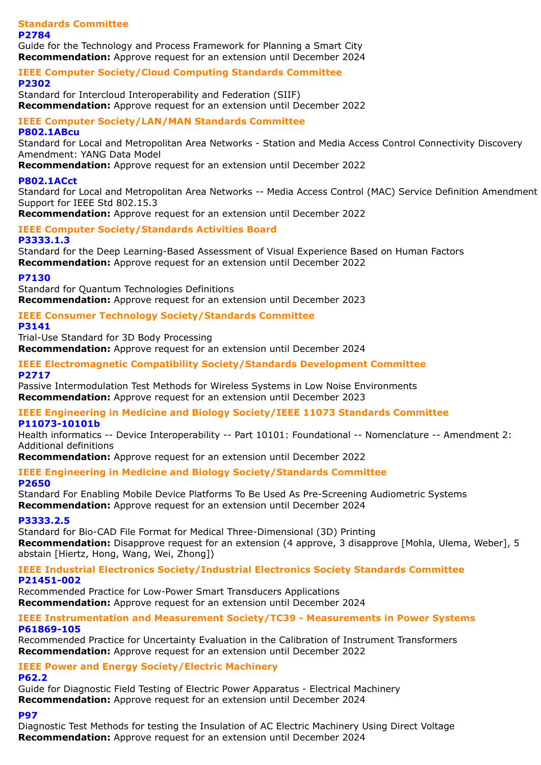### Standards Committee

**P2784**

Guide for the Technology and Process Framework for Planning a Smart City

**Recommendation:** Approve request for an extension until December 2024

### IEEE Computer Society/Cloud Computing Standards Committee

**P2302**

Standard for Intercloud Interoperability and Federation (SIIF)

**Recommendation:** Approve request for an extension until December 2022

### IEEE Computer Society/LAN/MAN Standards Committee

**P802.1ABcu**

Standard for Local and Metropolitan Area Networks - Station and Media Access Control Connectivity Discovery Amendment: YANG Data Model

**Recommendation:** Approve request for an extension until December 2022

**P802.1ACct**

Standard for Local and Metropolitan Area Networks -- Media Access Control (MAC) Service Definition Amendment Support for IEEE Std 802.15.3

**Recommendation:** Approve request for an extension until December 2022

### IEEE Computer Society/Standards Activities Board

**P3333.1.3**

Standard for the Deep Learning-Based Assessment of Visual Experience Based on Human Factors

**Recommendation:** Approve request for an extension until December 2022

**P7130**

Standard for Quantum Technologies Definitions

**Recommendation:** Approve request for an extension until December 2023

### IEEE Consumer Technology Society/Standards Committee

**P3141**

Trial-Use Standard for 3D Body Processing

**Recommendation:** Approve request for an extension until December 2024

### IEEE Electromagnetic Compatibility Society/Standards Development Committee

**P2717**

Passive Intermodulation Test Methods for Wireless Systems in Low Noise Environments

**Recommendation:** Approve request for an extension until December 2023

### IEEE Engineering in Medicine and Biology Society/IEEE 11073 Standards Committee

**P11073-10101b**

Health informatics -- Device Interoperability -- Part 10101: Foundational -- Nomenclature -- Amendment 2: Additional definitions

**Recommendation:** Approve request for an extension until December 2022

### IEEE Engineering in Medicine and Biology Society/Standards Committee

**P2650**

Standard For Enabling Mobile Device Platforms To Be Used As Pre-Screening Audiometric Systems

**Recommendation:** Approve request for an extension until December 2024

**P3333.2.5**

Standard for Bio-CAD File Format for Medical Three-Dimensional (3D) Printing

**Recommendation:** Disapprove request for an extension (4 approve, 3 disapprove [Mohla, Ulema, Weber], 5 abstain [Hiertz, Hong, Wang, Wei, Zhong])

### IEEE Industrial Electronics Society/Industrial Electronics Society Standards Committee

**P21451-002**

Recommended Practice for Low-Power Smart Transducers Applications

**Recommendation:** Approve request for an extension until December 2024

### IEEE Instrumentation and Measurement Society/TC39 - Measurements in Power Systems

**P61869-105**

Recommended Practice for Uncertainty Evaluation in the Calibration of Instrument Transformers

**Recommendation:** Approve request for an extension until December 2022

### IEEE Power and Energy Society/Electric Machinery

**P62.2**

Guide for Diagnostic Field Testing of Electric Power Apparatus - Electrical Machinery

**Recommendation:** Approve request for an extension until December 2024

**P97**

Diagnostic Test Methods for testing the Insulation of AC Electric Machinery Using Direct Voltage

**Recommendation:** Approve request for an extension until December 2024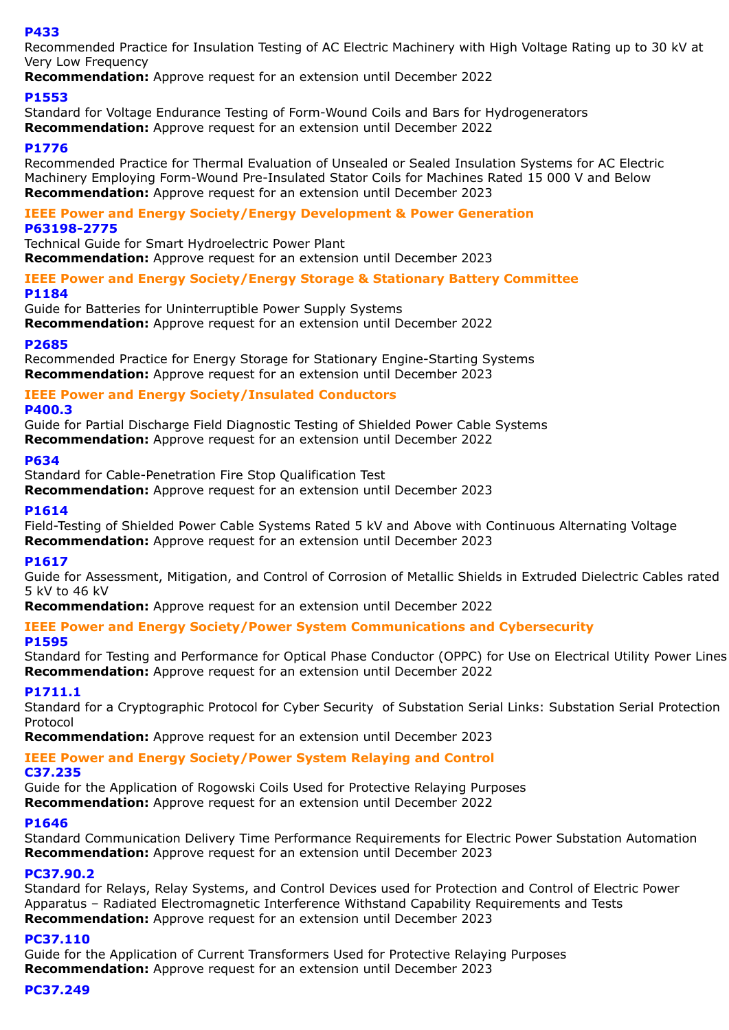**P433**

Recommended Practice for Insulation Testing of AC Electric Machinery with High Voltage Rating up to 30 kV at Very Low Frequency

**Recommendation:** Approve request for an extension until December 2022

**P1553**

Standard for Voltage Endurance Testing of Form-Wound Coils and Bars for Hydrogenerators

**Recommendation:** Approve request for an extension until December 2022

**P1776**

Recommended Practice for Thermal Evaluation of Unsealed or Sealed Insulation Systems for AC Electric Machinery Employing Form-Wound Pre-Insulated Stator Coils for Machines Rated 15 000 V and Below

**Recommendation:** Approve request for an extension until December 2023

### IEEE Power and Energy Society/Energy Development & Power Generation

**P63198-2775**

Technical Guide for Smart Hydroelectric Power Plant

**Recommendation:** Approve request for an extension until December 2023

### IEEE Power and Energy Society/Energy Storage & Stationary Battery Committee

**P1184**

Guide for Batteries for Uninterruptible Power Supply Systems

**Recommendation:** Approve request for an extension until December 2022

**P2685**

Recommended Practice for Energy Storage for Stationary Engine-Starting Systems

**Recommendation:** Approve request for an extension until December 2023

### IEEE Power and Energy Society/Insulated Conductors

**P400.3**

Guide for Partial Discharge Field Diagnostic Testing of Shielded Power Cable Systems

**Recommendation:** Approve request for an extension until December 2022

**P634**

Standard for Cable-Penetration Fire Stop Qualification Test

**Recommendation:** Approve request for an extension until December 2023

**P1614**

Field-Testing of Shielded Power Cable Systems Rated 5 kV and Above with Continuous Alternating Voltage

**Recommendation:** Approve request for an extension until December 2023

**P1617**

Guide for Assessment, Mitigation, and Control of Corrosion of Metallic Shields in Extruded Dielectric Cables rated 5 kV to 46 kV

**Recommendation:** Approve request for an extension until December 2022

### IEEE Power and Energy Society/Power System Communications and Cybersecurity

**P1595**

Standard for Testing and Performance for Optical Phase Conductor (OPPC) for Use on Electrical Utility Power Lines

**Recommendation:** Approve request for an extension until December 2022

**P1711.1**

Standard for a Cryptographic Protocol for Cyber Security of Substation Serial Links: Substation Serial Protection Protocol

**Recommendation:** Approve request for an extension until December 2023

### IEEE Power and Energy Society/Power System Relaying and Control

**C37.235**

Guide for the Application of Rogowski Coils Used for Protective Relaying Purposes

**Recommendation:** Approve request for an extension until December 2022

**P1646**

Standard Communication Delivery Time Performance Requirements for Electric Power Substation Automation

**Recommendation:** Approve request for an extension until December 2023

**PC37.90.2**

Standard for Relays, Relay Systems, and Control Devices used for Protection and Control of Electric Power Apparatus – Radiated Electromagnetic Interference Withstand Capability Requirements and Tests

**Recommendation:** Approve request for an extension until December 2023

**PC37.110**

Guide for the Application of Current Transformers Used for Protective Relaying Purposes

**Recommendation:** Approve request for an extension until December 2023

**PC37.249**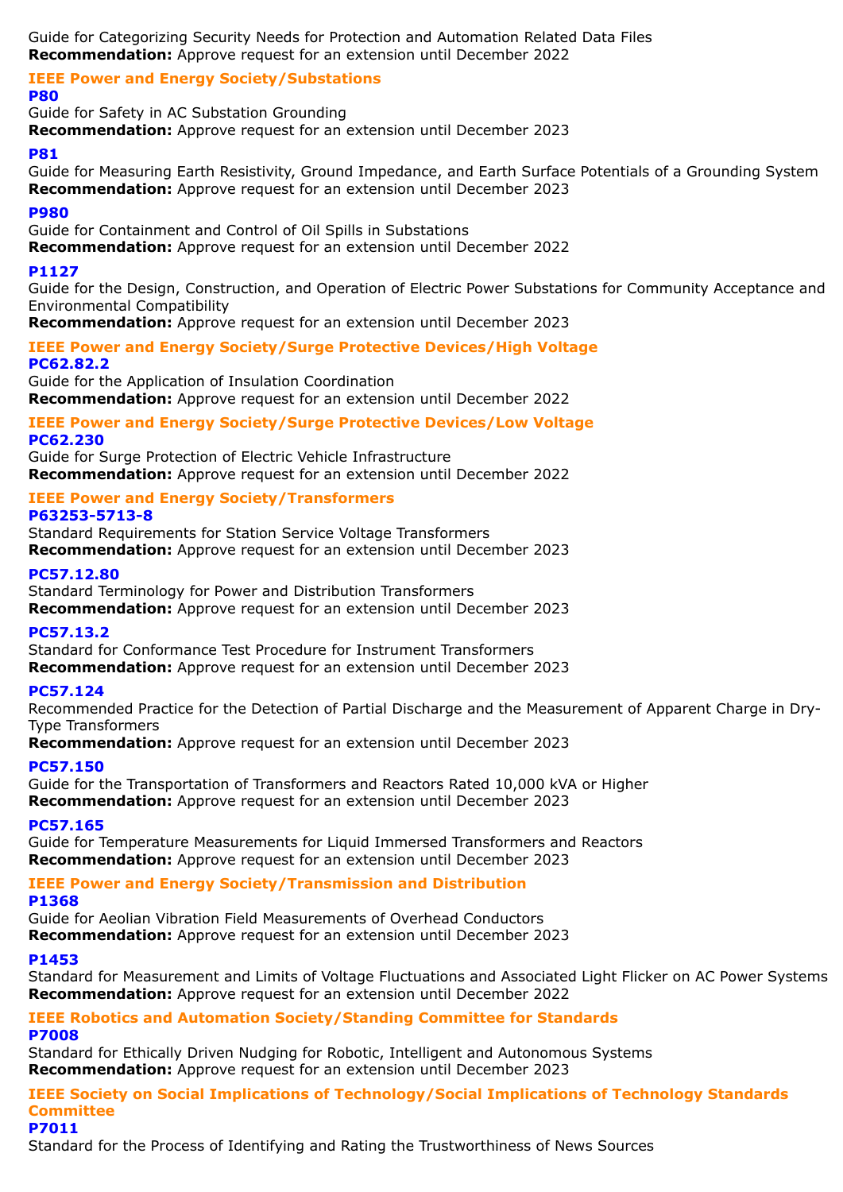Guide for Categorizing Security Needs for Protection and Automation Related Data Files
**Recommendation:** Approve request for an extension until December 2022

### IEEE Power and Energy Society/Substations

**P80**
Guide for Safety in AC Substation Grounding
**Recommendation:** Approve request for an extension until December 2023

**P81**
Guide for Measuring Earth Resistivity, Ground Impedance, and Earth Surface Potentials of a Grounding System
**Recommendation:** Approve request for an extension until December 2023

**P980**
Guide for Containment and Control of Oil Spills in Substations
**Recommendation:** Approve request for an extension until December 2022

**P1127**
Guide for the Design, Construction, and Operation of Electric Power Substations for Community Acceptance and Environmental Compatibility
**Recommendation:** Approve request for an extension until December 2023

### IEEE Power and Energy Society/Surge Protective Devices/High Voltage

**PC62.82.2**
Guide for the Application of Insulation Coordination
**Recommendation:** Approve request for an extension until December 2022

### IEEE Power and Energy Society/Surge Protective Devices/Low Voltage

**PC62.230**
Guide for Surge Protection of Electric Vehicle Infrastructure
**Recommendation:** Approve request for an extension until December 2022

### IEEE Power and Energy Society/Transformers

**P63253-5713-8**
Standard Requirements for Station Service Voltage Transformers
**Recommendation:** Approve request for an extension until December 2023

**PC57.12.80**
Standard Terminology for Power and Distribution Transformers
**Recommendation:** Approve request for an extension until December 2023

**PC57.13.2**
Standard for Conformance Test Procedure for Instrument Transformers
**Recommendation:** Approve request for an extension until December 2023

**PC57.124**
Recommended Practice for the Detection of Partial Discharge and the Measurement of Apparent Charge in Dry-Type Transformers
**Recommendation:** Approve request for an extension until December 2023

**PC57.150**
Guide for the Transportation of Transformers and Reactors Rated 10,000 kVA or Higher
**Recommendation:** Approve request for an extension until December 2023

**PC57.165**
Guide for Temperature Measurements for Liquid Immersed Transformers and Reactors
**Recommendation:** Approve request for an extension until December 2023

### IEEE Power and Energy Society/Transmission and Distribution

**P1368**
Guide for Aeolian Vibration Field Measurements of Overhead Conductors
**Recommendation:** Approve request for an extension until December 2023

**P1453**
Standard for Measurement and Limits of Voltage Fluctuations and Associated Light Flicker on AC Power Systems
**Recommendation:** Approve request for an extension until December 2022

### IEEE Robotics and Automation Society/Standing Committee for Standards

**P7008**
Standard for Ethically Driven Nudging for Robotic, Intelligent and Autonomous Systems
**Recommendation:** Approve request for an extension until December 2023

### IEEE Society on Social Implications of Technology/Social Implications of Technology Standards Committee

**P7011**
Standard for the Process of Identifying and Rating the Trustworthiness of News Sources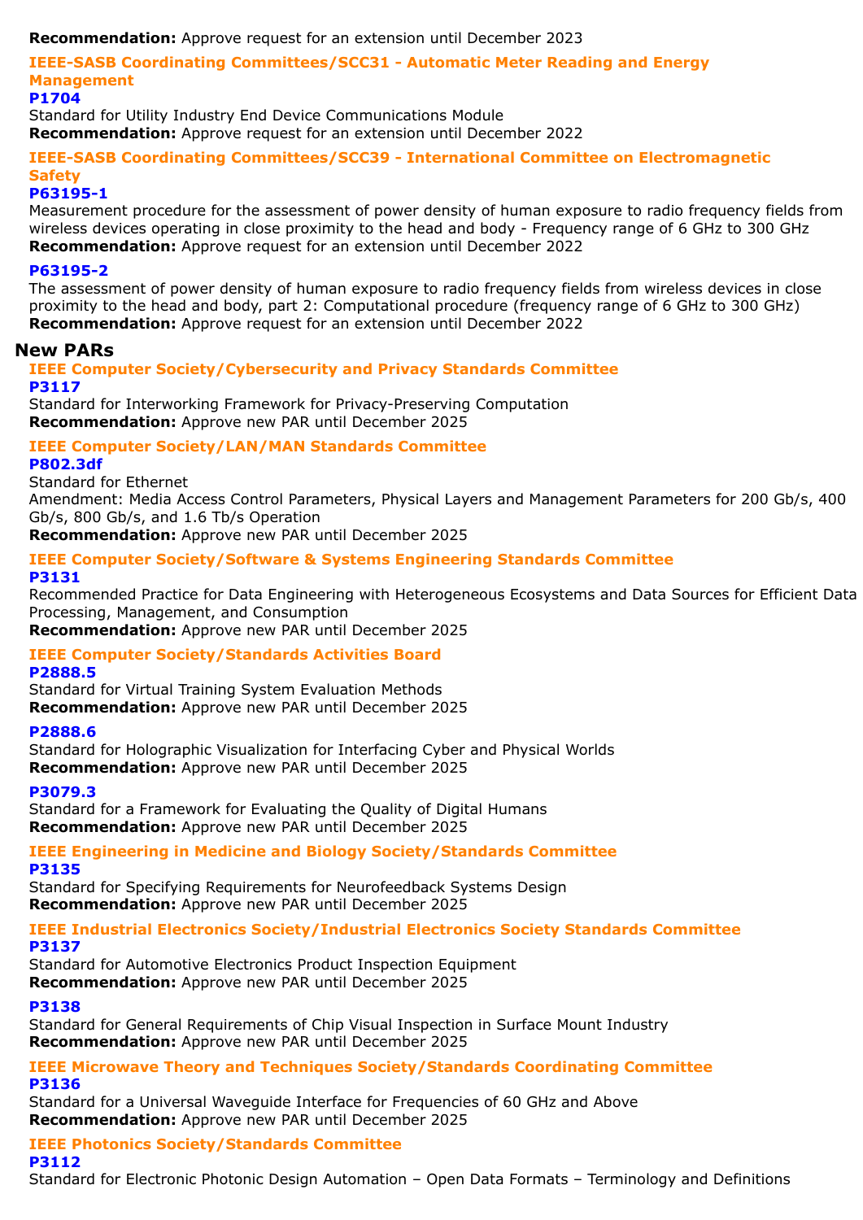**Recommendation:** Approve request for an extension until December 2023

### IEEE-SASB Coordinating Committees/SCC31 - Automatic Meter Reading and Energy Management

**P1704**

Standard for Utility Industry End Device Communications Module

**Recommendation:** Approve request for an extension until December 2022

### IEEE-SASB Coordinating Committees/SCC39 - International Committee on Electromagnetic Safety

**P63195-1**

Measurement procedure for the assessment of power density of human exposure to radio frequency fields from wireless devices operating in close proximity to the head and body - Frequency range of 6 GHz to 300 GHz

**Recommendation:** Approve request for an extension until December 2022

**P63195-2**

The assessment of power density of human exposure to radio frequency fields from wireless devices in close proximity to the head and body, part 2: Computational procedure (frequency range of 6 GHz to 300 GHz)

**Recommendation:** Approve request for an extension until December 2022

## New PARs

### IEEE Computer Society/Cybersecurity and Privacy Standards Committee

**P3117**

Standard for Interworking Framework for Privacy-Preserving Computation

**Recommendation:** Approve new PAR until December 2025

### IEEE Computer Society/LAN/MAN Standards Committee

**P802.3df**

Standard for Ethernet
Amendment: Media Access Control Parameters, Physical Layers and Management Parameters for 200 Gb/s, 400 Gb/s, 800 Gb/s, and 1.6 Tb/s Operation

**Recommendation:** Approve new PAR until December 2025

### IEEE Computer Society/Software & Systems Engineering Standards Committee

**P3131**

Recommended Practice for Data Engineering with Heterogeneous Ecosystems and Data Sources for Efficient Data Processing, Management, and Consumption

**Recommendation:** Approve new PAR until December 2025

### IEEE Computer Society/Standards Activities Board

**P2888.5**

Standard for Virtual Training System Evaluation Methods

**Recommendation:** Approve new PAR until December 2025

**P2888.6**

Standard for Holographic Visualization for Interfacing Cyber and Physical Worlds

**Recommendation:** Approve new PAR until December 2025

**P3079.3**

Standard for a Framework for Evaluating the Quality of Digital Humans

**Recommendation:** Approve new PAR until December 2025

### IEEE Engineering in Medicine and Biology Society/Standards Committee

**P3135**

Standard for Specifying Requirements for Neurofeedback Systems Design

**Recommendation:** Approve new PAR until December 2025

### IEEE Industrial Electronics Society/Industrial Electronics Society Standards Committee

**P3137**

Standard for Automotive Electronics Product Inspection Equipment

**Recommendation:** Approve new PAR until December 2025

**P3138**

Standard for General Requirements of Chip Visual Inspection in Surface Mount Industry

**Recommendation:** Approve new PAR until December 2025

### IEEE Microwave Theory and Techniques Society/Standards Coordinating Committee

**P3136**

Standard for a Universal Waveguide Interface for Frequencies of 60 GHz and Above

**Recommendation:** Approve new PAR until December 2025

### IEEE Photonics Society/Standards Committee

**P3112**

Standard for Electronic Photonic Design Automation – Open Data Formats – Terminology and Definitions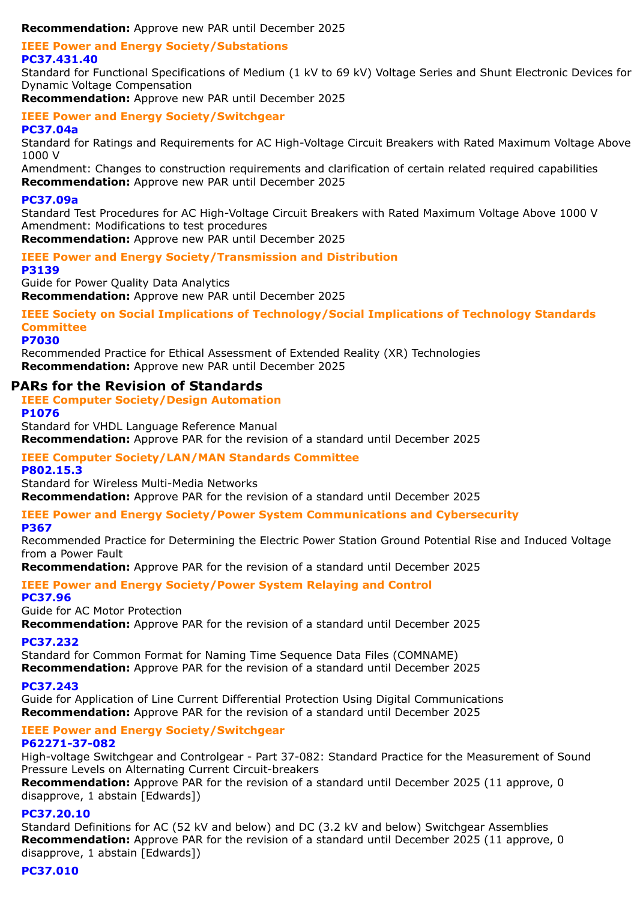**Recommendation:** Approve new PAR until December 2025

### IEEE Power and Energy Society/Substations

**PC37.431.40**

Standard for Functional Specifications of Medium (1 kV to 69 kV) Voltage Series and Shunt Electronic Devices for Dynamic Voltage Compensation

**Recommendation:** Approve new PAR until December 2025

### IEEE Power and Energy Society/Switchgear

**PC37.04a**

Standard for Ratings and Requirements for AC High-Voltage Circuit Breakers with Rated Maximum Voltage Above 1000 V

Amendment: Changes to construction requirements and clarification of certain related required capabilities

**Recommendation:** Approve new PAR until December 2025

**PC37.09a**

Standard Test Procedures for AC High-Voltage Circuit Breakers with Rated Maximum Voltage Above 1000 V

Amendment: Modifications to test procedures

**Recommendation:** Approve new PAR until December 2025

### IEEE Power and Energy Society/Transmission and Distribution

**P3139**

Guide for Power Quality Data Analytics

**Recommendation:** Approve new PAR until December 2025

### IEEE Society on Social Implications of Technology/Social Implications of Technology Standards Committee

**P7030**

Recommended Practice for Ethical Assessment of Extended Reality (XR) Technologies

**Recommendation:** Approve new PAR until December 2025

## PARs for the Revision of Standards

### IEEE Computer Society/Design Automation

**P1076**

Standard for VHDL Language Reference Manual

**Recommendation:** Approve PAR for the revision of a standard until December 2025

### IEEE Computer Society/LAN/MAN Standards Committee

**P802.15.3**

Standard for Wireless Multi-Media Networks

**Recommendation:** Approve PAR for the revision of a standard until December 2025

### IEEE Power and Energy Society/Power System Communications and Cybersecurity

**P367**

Recommended Practice for Determining the Electric Power Station Ground Potential Rise and Induced Voltage from a Power Fault

**Recommendation:** Approve PAR for the revision of a standard until December 2025

### IEEE Power and Energy Society/Power System Relaying and Control

**PC37.96**

Guide for AC Motor Protection

**Recommendation:** Approve PAR for the revision of a standard until December 2025

**PC37.232**

Standard for Common Format for Naming Time Sequence Data Files (COMNAME)

**Recommendation:** Approve PAR for the revision of a standard until December 2025

**PC37.243**

Guide for Application of Line Current Differential Protection Using Digital Communications

**Recommendation:** Approve PAR for the revision of a standard until December 2025

### IEEE Power and Energy Society/Switchgear

**P62271-37-082**

High-voltage Switchgear and Controlgear - Part 37-082: Standard Practice for the Measurement of Sound Pressure Levels on Alternating Current Circuit-breakers

**Recommendation:** Approve PAR for the revision of a standard until December 2025 (11 approve, 0 disapprove, 1 abstain [Edwards])

**PC37.20.10**

Standard Definitions for AC (52 kV and below) and DC (3.2 kV and below) Switchgear Assemblies

**Recommendation:** Approve PAR for the revision of a standard until December 2025 (11 approve, 0 disapprove, 1 abstain [Edwards])

**PC37.010**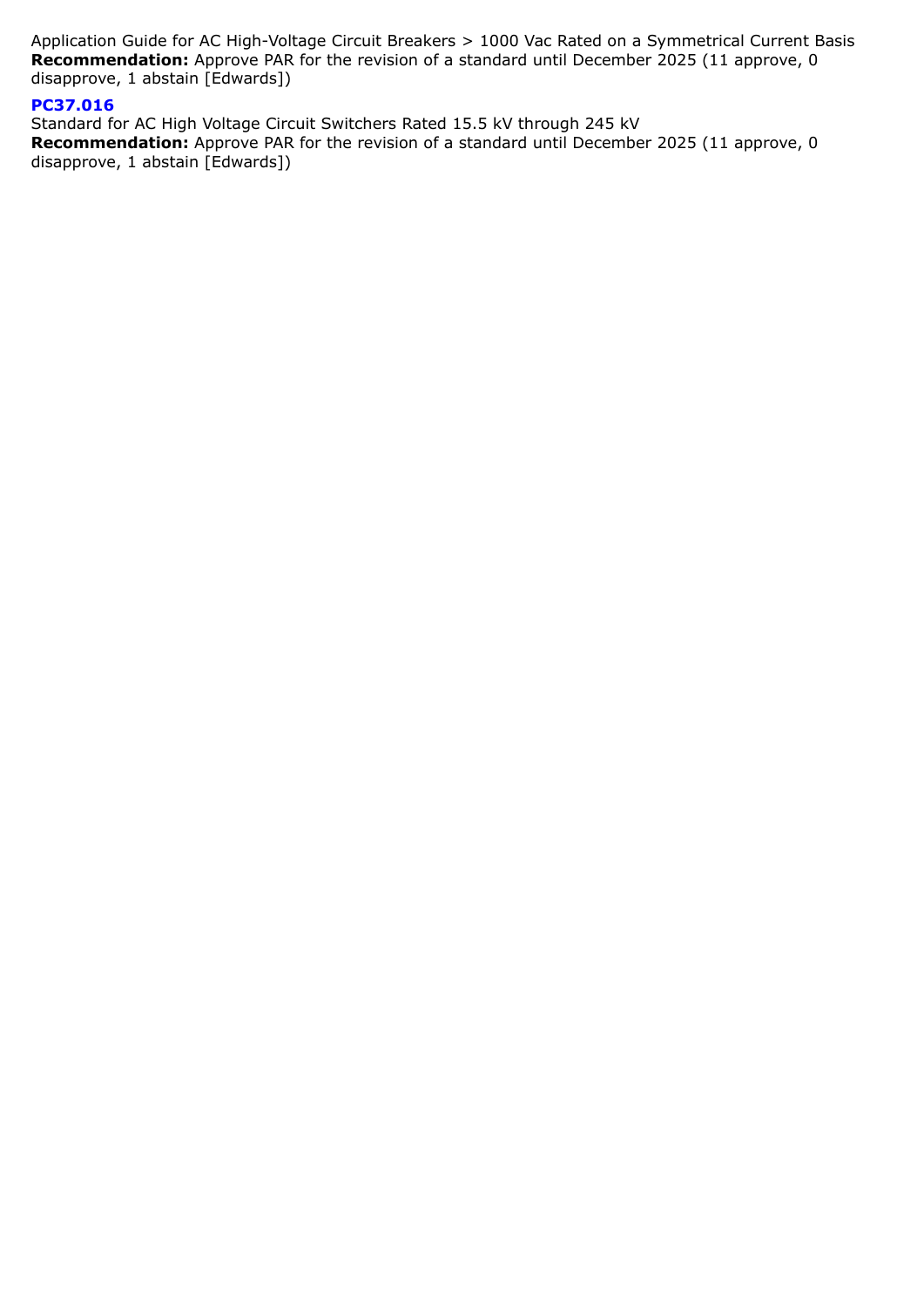Application Guide for AC High-Voltage Circuit Breakers > 1000 Vac Rated on a Symmetrical Current Basis
**Recommendation:** Approve PAR for the revision of a standard until December 2025 (11 approve, 0 disapprove, 1 abstain [Edwards])

**PC37.016**
Standard for AC High Voltage Circuit Switchers Rated 15.5 kV through 245 kV
**Recommendation:** Approve PAR for the revision of a standard until December 2025 (11 approve, 0 disapprove, 1 abstain [Edwards])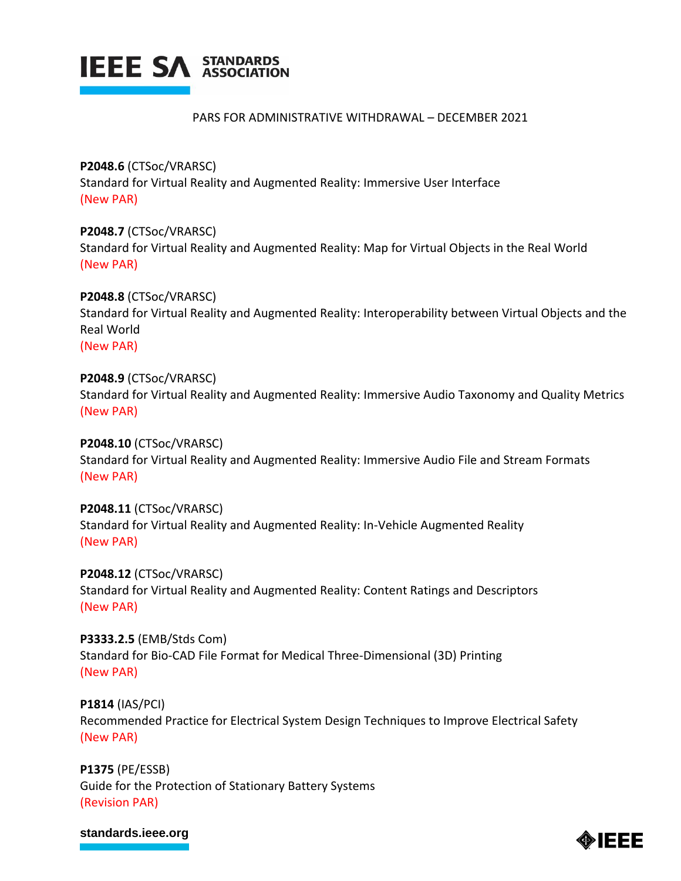PARS FOR ADMINISTRATIVE WITHDRAWAL – DECEMBER 2021

**P2048.6** (CTSoc/VRARSC)
Standard for Virtual Reality and Augmented Reality: Immersive User Interface
(New PAR)

**P2048.7** (CTSoc/VRARSC)
Standard for Virtual Reality and Augmented Reality: Map for Virtual Objects in the Real World
(New PAR)

**P2048.8** (CTSoc/VRARSC)
Standard for Virtual Reality and Augmented Reality: Interoperability between Virtual Objects and the Real World
(New PAR)

**P2048.9** (CTSoc/VRARSC)
Standard for Virtual Reality and Augmented Reality: Immersive Audio Taxonomy and Quality Metrics
(New PAR)

**P2048.10** (CTSoc/VRARSC)
Standard for Virtual Reality and Augmented Reality: Immersive Audio File and Stream Formats
(New PAR)

**P2048.11** (CTSoc/VRARSC)
Standard for Virtual Reality and Augmented Reality: In-Vehicle Augmented Reality
(New PAR)

**P2048.12** (CTSoc/VRARSC)
Standard for Virtual Reality and Augmented Reality: Content Ratings and Descriptors
(New PAR)

**P3333.2.5** (EMB/Stds Com)
Standard for Bio-CAD File Format for Medical Three-Dimensional (3D) Printing
(New PAR)

**P1814** (IAS/PCI)
Recommended Practice for Electrical System Design Techniques to Improve Electrical Safety
(New PAR)

**P1375** (PE/ESSB)
Guide for the Protection of Stationary Battery Systems
(Revision PAR)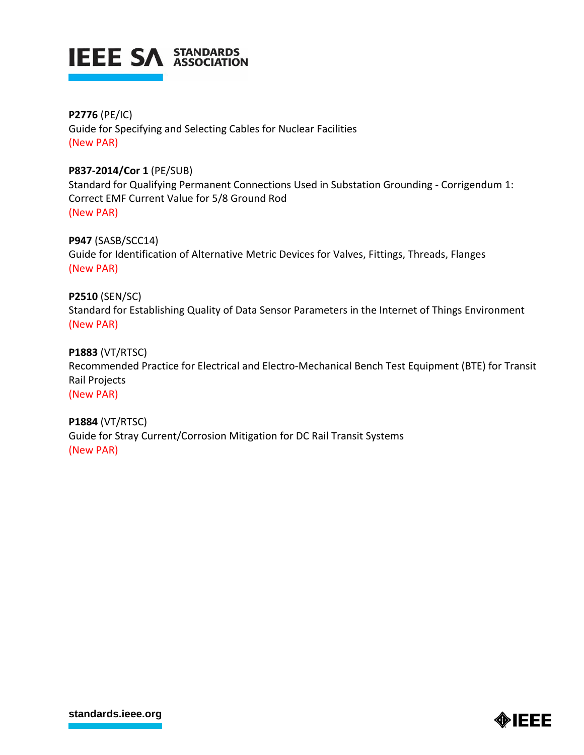**P2776** (PE/IC)
Guide for Specifying and Selecting Cables for Nuclear Facilities
(New PAR)

**P837-2014/Cor 1** (PE/SUB)
Standard for Qualifying Permanent Connections Used in Substation Grounding - Corrigendum 1: Correct EMF Current Value for 5/8 Ground Rod
(New PAR)

**P947** (SASB/SCC14)
Guide for Identification of Alternative Metric Devices for Valves, Fittings, Threads, Flanges
(New PAR)

**P2510** (SEN/SC)
Standard for Establishing Quality of Data Sensor Parameters in the Internet of Things Environment
(New PAR)

**P1883** (VT/RTSC)
Recommended Practice for Electrical and Electro-Mechanical Bench Test Equipment (BTE) for Transit Rail Projects
(New PAR)

**P1884** (VT/RTSC)
Guide for Stray Current/Corrosion Mitigation for DC Rail Transit Systems
(New PAR)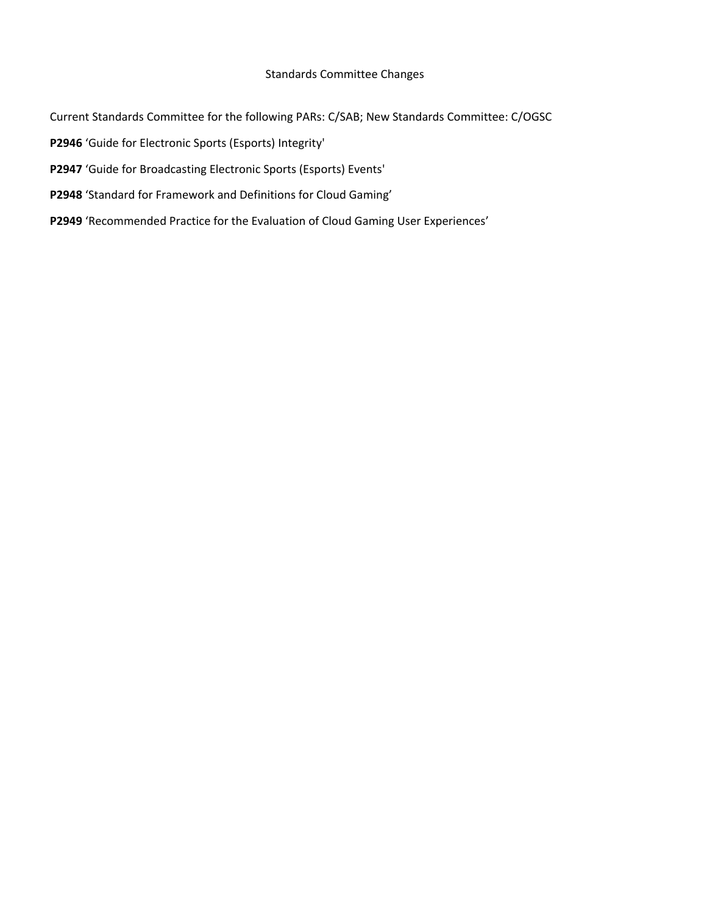# Standards Committee Changes

Current Standards Committee for the following PARs: C/SAB; New Standards Committee: C/OGSC

**P2946** ‘Guide for Electronic Sports (Esports) Integrity'

**P2947** ‘Guide for Broadcasting Electronic Sports (Esports) Events'

**P2948** ‘Standard for Framework and Definitions for Cloud Gaming’

**P2949** ‘Recommended Practice for the Evaluation of Cloud Gaming User Experiences’